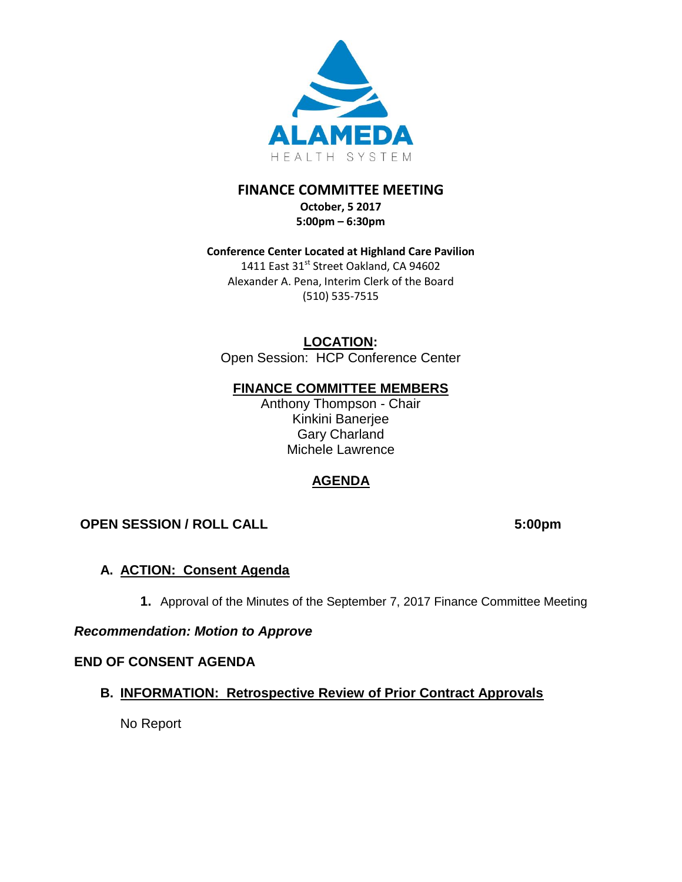ALAMEDA

HEALTH SYSTEM

# FINANCE COMMITTEE MEETING

**October, 5 2017**
**5:00pm – 6:30pm**

**Conference Center Located at Highland Care Pavilion**
1411 East 31st Street Oakland, CA 94602
Alexander A. Pena, Interim Clerk of the Board
(510) 535-7515

## LOCATION:

Open Session: HCP Conference Center

## FINANCE COMMITTEE MEMBERS

Anthony Thompson - Chair
Kinkini Banerjee
Gary Charland
Michele Lawrence

## AGENDA

**OPEN SESSION / ROLL CALL** **5:00pm**

### A. ACTION: Consent Agenda

1. Approval of the Minutes of the September 7, 2017 Finance Committee Meeting

***Recommendation: Motion to Approve***

**END OF CONSENT AGENDA**

### B. INFORMATION: Retrospective Review of Prior Contract Approvals

No Report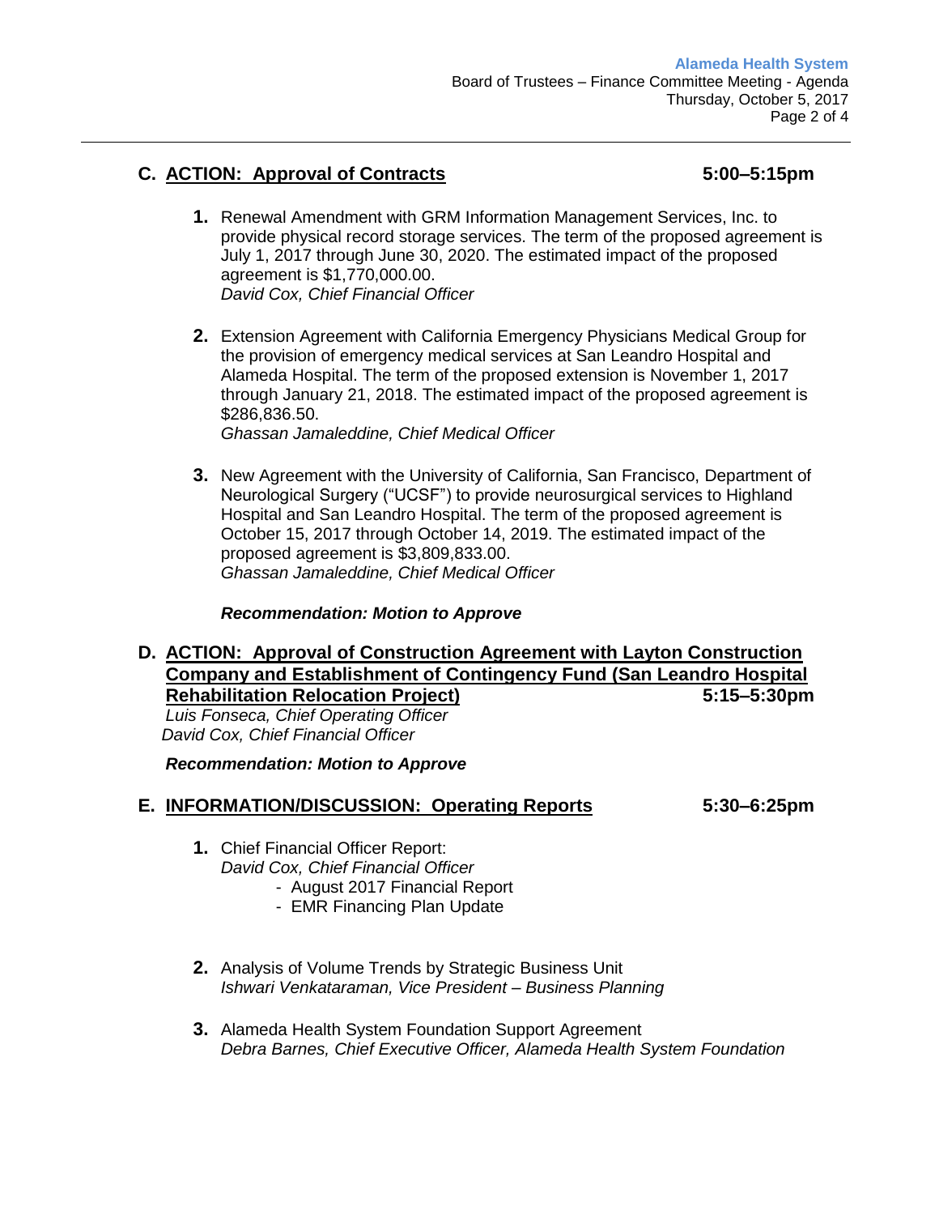## C. ACTION: Approval of Contracts **5:00–5:15pm**

1. Renewal Amendment with GRM Information Management Services, Inc. to provide physical record storage services. The term of the proposed agreement is July 1, 2017 through June 30, 2020. The estimated impact of the proposed agreement is $1,770,000.00.
   *David Cox, Chief Financial Officer*

2. Extension Agreement with California Emergency Physicians Medical Group for the provision of emergency medical services at San Leandro Hospital and Alameda Hospital. The term of the proposed extension is November 1, 2017 through January 21, 2018. The estimated impact of the proposed agreement is $286,836.50.
   *Ghassan Jamaleddine, Chief Medical Officer*

3. New Agreement with the University of California, San Francisco, Department of Neurological Surgery ("UCSF") to provide neurosurgical services to Highland Hospital and San Leandro Hospital. The term of the proposed agreement is October 15, 2017 through October 14, 2019. The estimated impact of the proposed agreement is $3,809,833.00.
   *Ghassan Jamaleddine, Chief Medical Officer*

***Recommendation: Motion to Approve***

## D. ACTION: Approval of Construction Agreement with Layton Construction Company and Establishment of Contingency Fund (San Leandro Hospital Rehabilitation Relocation Project) **5:15–5:30pm**

*Luis Fonseca, Chief Operating Officer*
*David Cox, Chief Financial Officer*

***Recommendation: Motion to Approve***

## E. INFORMATION/DISCUSSION: Operating Reports **5:30–6:25pm**

1. Chief Financial Officer Report:
   *David Cox, Chief Financial Officer*
   - August 2017 Financial Report
   - EMR Financing Plan Update

2. Analysis of Volume Trends by Strategic Business Unit
   *Ishwari Venkataraman, Vice President – Business Planning*

3. Alameda Health System Foundation Support Agreement
   *Debra Barnes, Chief Executive Officer, Alameda Health System Foundation*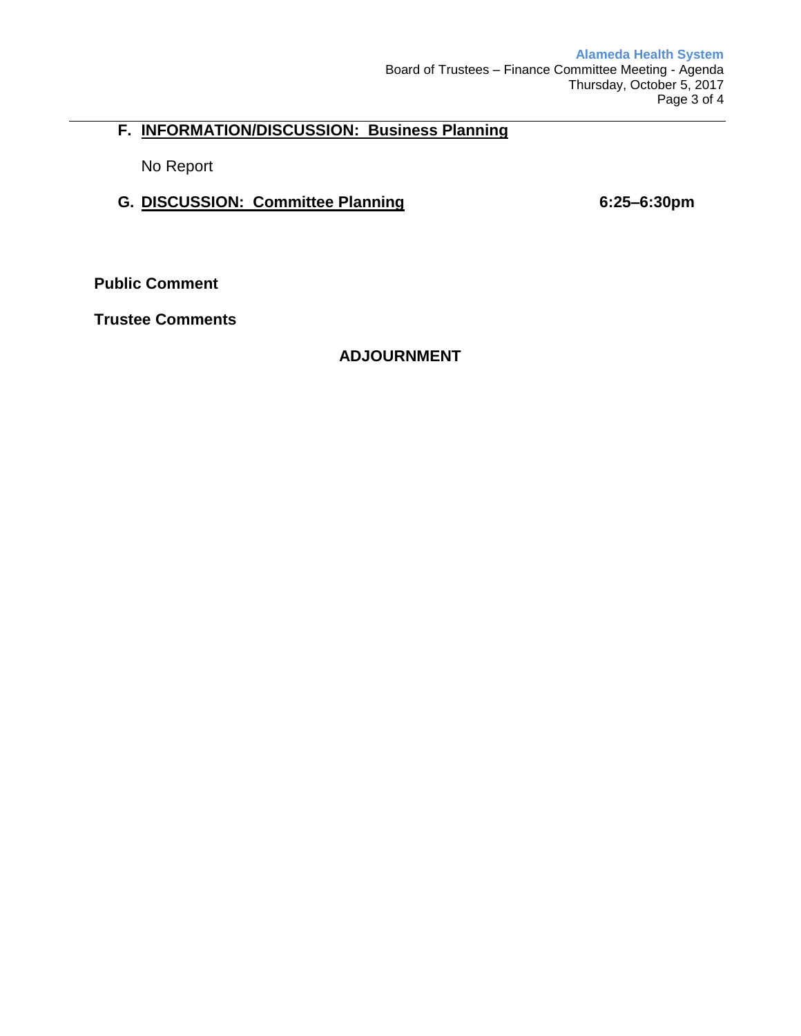## F. INFORMATION/DISCUSSION: Business Planning

No Report

## G. DISCUSSION: Committee Planning **6:25–6:30pm**

**Public Comment**

**Trustee Comments**

**ADJOURNMENT**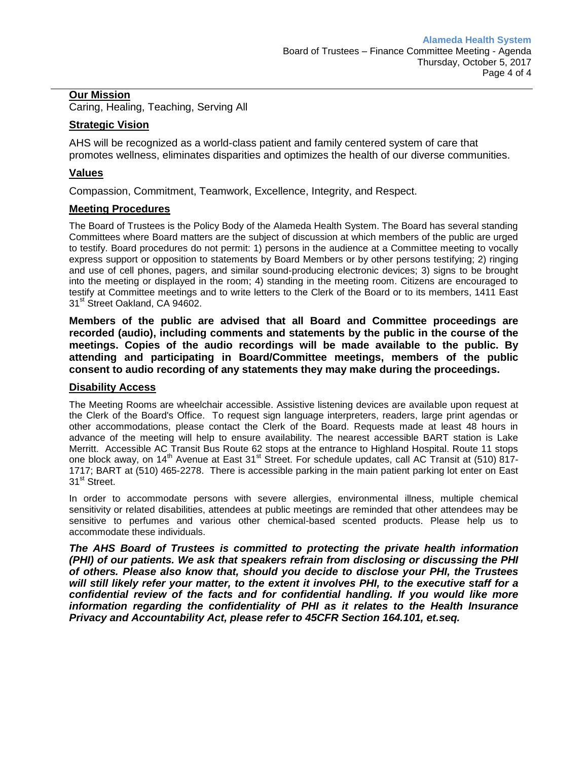## Our Mission

Caring, Healing, Teaching, Serving All

## Strategic Vision

AHS will be recognized as a world-class patient and family centered system of care that promotes wellness, eliminates disparities and optimizes the health of our diverse communities.

## Values

Compassion, Commitment, Teamwork, Excellence, Integrity, and Respect.

## Meeting Procedures

The Board of Trustees is the Policy Body of the Alameda Health System. The Board has several standing Committees where Board matters are the subject of discussion at which members of the public are urged to testify. Board procedures do not permit: 1) persons in the audience at a Committee meeting to vocally express support or opposition to statements by Board Members or by other persons testifying; 2) ringing and use of cell phones, pagers, and similar sound-producing electronic devices; 3) signs to be brought into the meeting or displayed in the room; 4) standing in the meeting room. Citizens are encouraged to testify at Committee meetings and to write letters to the Clerk of the Board or to its members, 1411 East 31st Street Oakland, CA 94602.

**Members of the public are advised that all Board and Committee proceedings are recorded (audio), including comments and statements by the public in the course of the meetings. Copies of the audio recordings will be made available to the public. By attending and participating in Board/Committee meetings, members of the public consent to audio recording of any statements they may make during the proceedings.**

## Disability Access

The Meeting Rooms are wheelchair accessible. Assistive listening devices are available upon request at the Clerk of the Board's Office. To request sign language interpreters, readers, large print agendas or other accommodations, please contact the Clerk of the Board. Requests made at least 48 hours in advance of the meeting will help to ensure availability. The nearest accessible BART station is Lake Merritt. Accessible AC Transit Bus Route 62 stops at the entrance to Highland Hospital. Route 11 stops one block away, on 14th Avenue at East 31st Street. For schedule updates, call AC Transit at (510) 817-1717; BART at (510) 465-2278. There is accessible parking in the main patient parking lot enter on East 31st Street.

In order to accommodate persons with severe allergies, environmental illness, multiple chemical sensitivity or related disabilities, attendees at public meetings are reminded that other attendees may be sensitive to perfumes and various other chemical-based scented products. Please help us to accommodate these individuals.

***The AHS Board of Trustees is committed to protecting the private health information (PHI) of our patients. We ask that speakers refrain from disclosing or discussing the PHI of others. Please also know that, should you decide to disclose your PHI, the Trustees will still likely refer your matter, to the extent it involves PHI, to the executive staff for a confidential review of the facts and for confidential handling. If you would like more information regarding the confidentiality of PHI as it relates to the Health Insurance Privacy and Accountability Act, please refer to 45CFR Section 164.101, et.seq.***